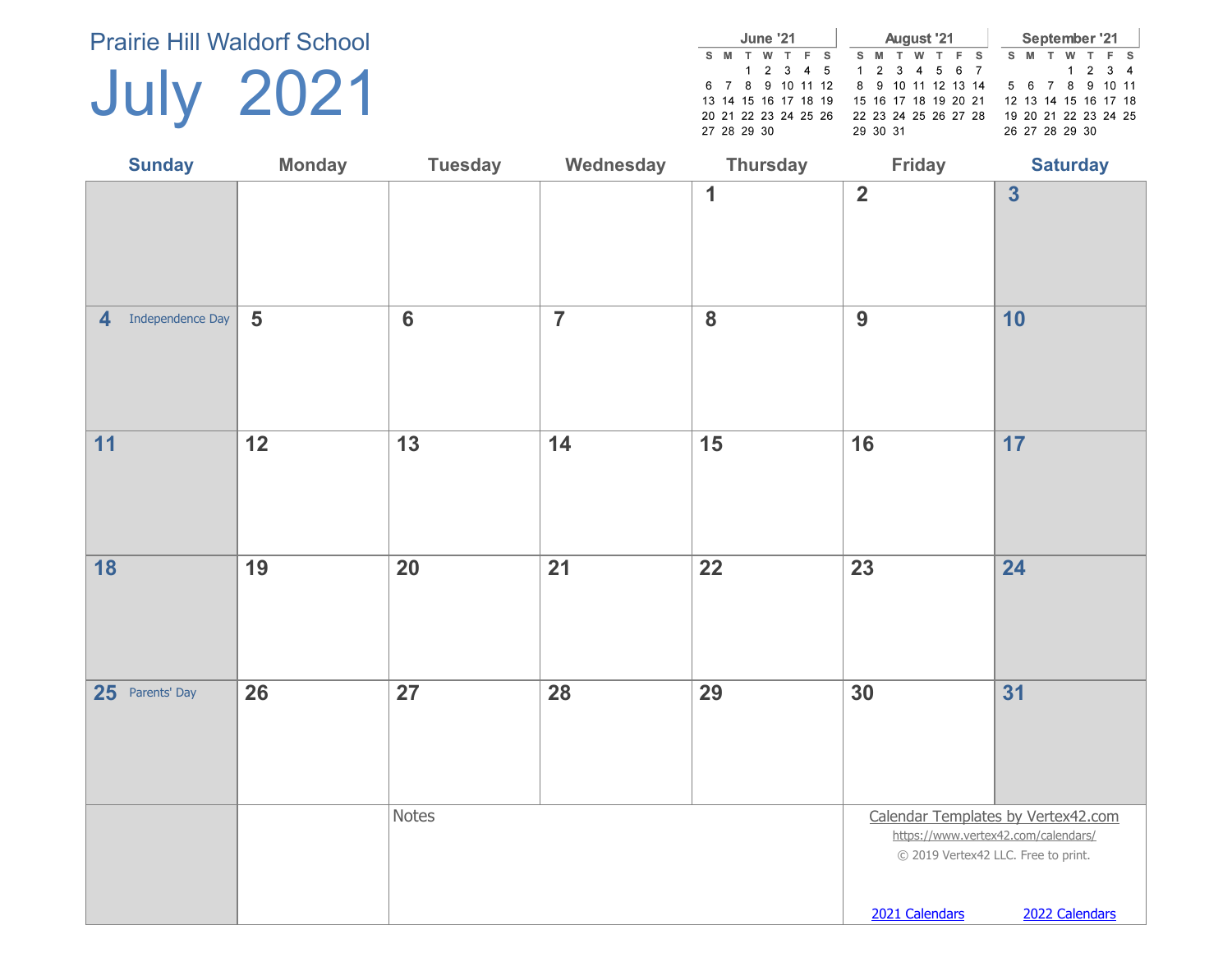Prairie Hill Waldorf School

# July 2021

**June '21**

| S | M | T | W | T | F | S |
|---|---|---|---|---|---|---|
| | | 1 | 2 | 3 | 4 | 5 |
| 6 | 7 | 8 | 9 | 10 | 11 | 12 |
| 13 | 14 | 15 | 16 | 17 | 18 | 19 |
| 20 | 21 | 22 | 23 | 24 | 25 | 26 |
| 27 | 28 | 29 | 30 | | | |

**August '21**

| S | M | T | W | T | F | S |
|---|---|---|---|---|---|---|
| 1 | 2 | 3 | 4 | 5 | 6 | 7 |
| 8 | 9 | 10 | 11 | 12 | 13 | 14 |
| 15 | 16 | 17 | 18 | 19 | 20 | 21 |
| 22 | 23 | 24 | 25 | 26 | 27 | 28 |
| 29 | 30 | 31 | | | | |

**September '21**

| S | M | T | W | T | F | S |
|---|---|---|---|---|---|---|
| | | | 1 | 2 | 3 | 4 |
| 5 | 6 | 7 | 8 | 9 | 10 | 11 |
| 12 | 13 | 14 | 15 | 16 | 17 | 18 |
| 19 | 20 | 21 | 22 | 23 | 24 | 25 |
| 26 | 27 | 28 | 29 | 30 | | |

| Sunday | Monday | Tuesday | Wednesday | Thursday | Friday | Saturday |
|---|---|---|---|---|---|---|
| | | | | 1 | 2 | 3 |
| 4 Independence Day | 5 | 6 | 7 | 8 | 9 | 10 |
| 11 | 12 | 13 | 14 | 15 | 16 | 17 |
| 18 | 19 | 20 | 21 | 22 | 23 | 24 |
| 25 Parents' Day | 26 | 27 | 28 | 29 | 30 | 31 |

Notes

Calendar Templates by Vertex42.com
https://www.vertex42.com/calendars/
© 2019 Vertex42 LLC. Free to print.

2021 Calendars    2022 Calendars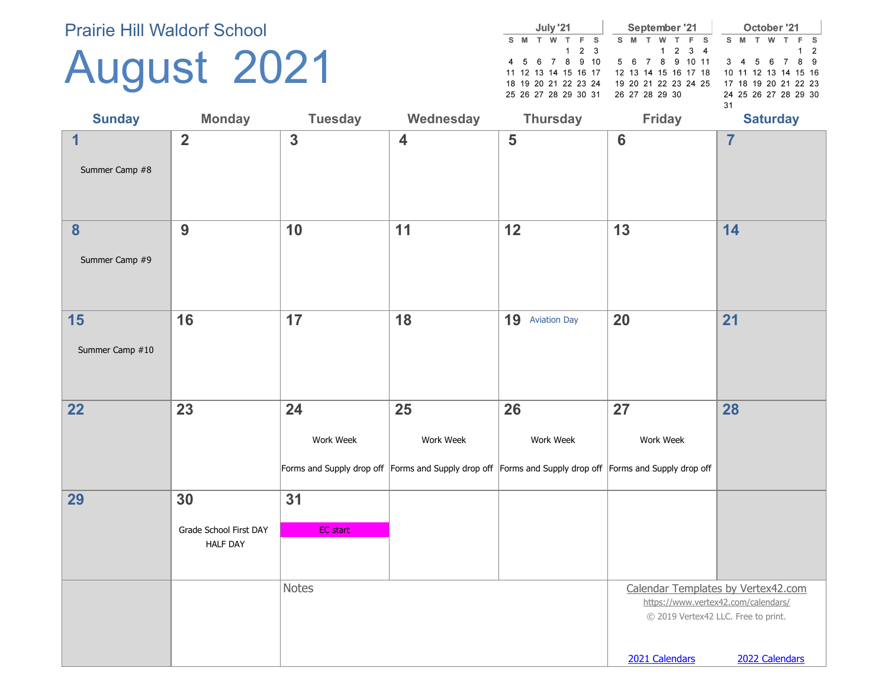Prairie Hill Waldorf School

# August 2021

**July '21**

| S | M | T | W | T | F | S |
|---|---|---|---|---|---|---|
| | | | | 1 | 2 | 3 |
| 4 | 5 | 6 | 7 | 8 | 9 | 10 |
| 11 | 12 | 13 | 14 | 15 | 16 | 17 |
| 18 | 19 | 20 | 21 | 22 | 23 | 24 |
| 25 | 26 | 27 | 28 | 29 | 30 | 31 |

**September '21**

| S | M | T | W | T | F | S |
|---|---|---|---|---|---|---|
| | | | 1 | 2 | 3 | 4 |
| 5 | 6 | 7 | 8 | 9 | 10 | 11 |
| 12 | 13 | 14 | 15 | 16 | 17 | 18 |
| 19 | 20 | 21 | 22 | 23 | 24 | 25 |
| 26 | 27 | 28 | 29 | 30 | | |

**October '21**

| S | M | T | W | T | F | S |
|---|---|---|---|---|---|---|
| | | | | | 1 | 2 |
| 3 | 4 | 5 | 6 | 7 | 8 | 9 |
| 10 | 11 | 12 | 13 | 14 | 15 | 16 |
| 17 | 18 | 19 | 20 | 21 | 22 | 23 |
| 24 | 25 | 26 | 27 | 28 | 29 | 30 |
| 31 | | | | | | |

| Sunday | Monday | Tuesday | Wednesday | Thursday | Friday | Saturday |
|---|---|---|---|---|---|---|
| 1 Summer Camp #8 | 2 | 3 | 4 | 5 | 6 | 7 |
| 8 Summer Camp #9 | 9 | 10 | 11 | 12 | 13 | 14 |
| 15 Summer Camp #10 | 16 | 17 | 18 | 19 Aviation Day | 20 | 21 |
| 22 | 23 | 24 Work Week; Forms and Supply drop off | 25 Work Week; Forms and Supply drop off | 26 Work Week; Forms and Supply drop off | 27 Work Week; Forms and Supply drop off | 28 |
| 29 | 30 Grade School First DAY HALF DAY | 31 EC start | | | | |

Notes

Calendar Templates by Vertex42.com
https://www.vertex42.com/calendars/
© 2019 Vertex42 LLC. Free to print.

2021 Calendars 2022 Calendars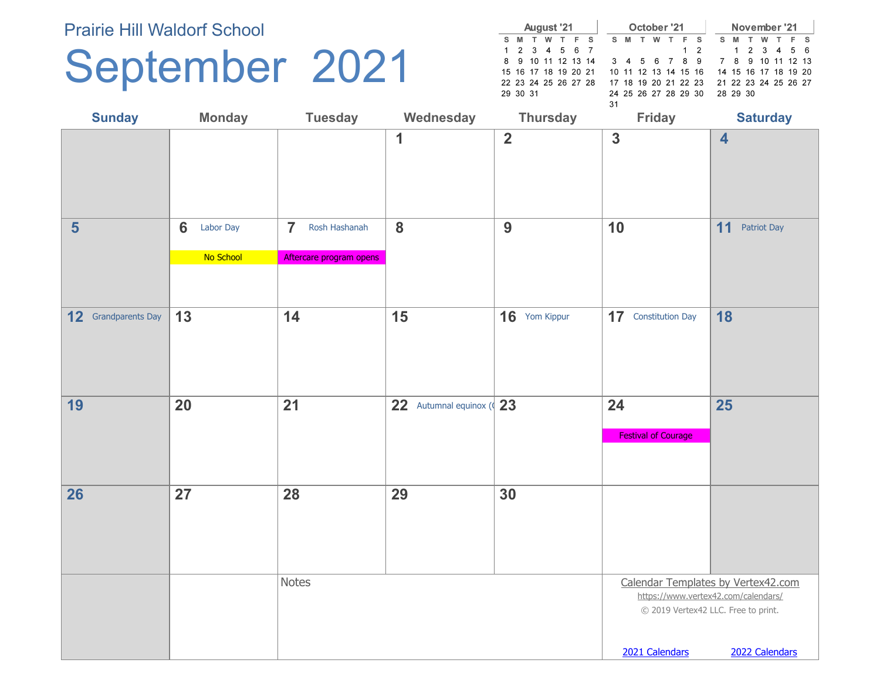Prairie Hill Waldorf School

# September 2021

| August '21 | | | | | | |
|---|---|---|---|---|---|---|
| S | M | T | W | T | F | S |
| 1 | 2 | 3 | 4 | 5 | 6 | 7 |
| 8 | 9 | 10 | 11 | 12 | 13 | 14 |
| 15 | 16 | 17 | 18 | 19 | 20 | 21 |
| 22 | 23 | 24 | 25 | 26 | 27 | 28 |
| 29 | 30 | 31 | | | | |

| October '21 | | | | | | |
|---|---|---|---|---|---|---|
| S | M | T | W | T | F | S |
| | | | | | 1 | 2 |
| 3 | 4 | 5 | 6 | 7 | 8 | 9 |
| 10 | 11 | 12 | 13 | 14 | 15 | 16 |
| 17 | 18 | 19 | 20 | 21 | 22 | 23 |
| 24 | 25 | 26 | 27 | 28 | 29 | 30 |
| 31 | | | | | | |

| November '21 | | | | | | |
|---|---|---|---|---|---|---|
| S | M | T | W | T | F | S |
| | 1 | 2 | 3 | 4 | 5 | 6 |
| 7 | 8 | 9 | 10 | 11 | 12 | 13 |
| 14 | 15 | 16 | 17 | 18 | 19 | 20 |
| 21 | 22 | 23 | 24 | 25 | 26 | 27 |
| 28 | 29 | 30 | | | | |

| Sunday | Monday | Tuesday | Wednesday | Thursday | Friday | Saturday |
|---|---|---|---|---|---|---|
| | | | 1 | 2 | 3 | 4 |
| 5 | 6 Labor Day<br>No School | 7 Rosh Hashanah<br>Aftercare program opens | 8 | 9 | 10 | 11 Patriot Day |
| 12 Grandparents Day | 13 | 14 | 15 | 16 Yom Kippur | 17 Constitution Day | 18 |
| 19 | 20 | 21 | 22 Autumnal equinox ( | 23 | 24<br>Festival of Courage | 25 |
| 26 | 27 | 28 | 29 | 30 | | |

Notes

Calendar Templates by Vertex42.com
https://www.vertex42.com/calendars/
© 2019 Vertex42 LLC. Free to print.

2021 Calendars 2022 Calendars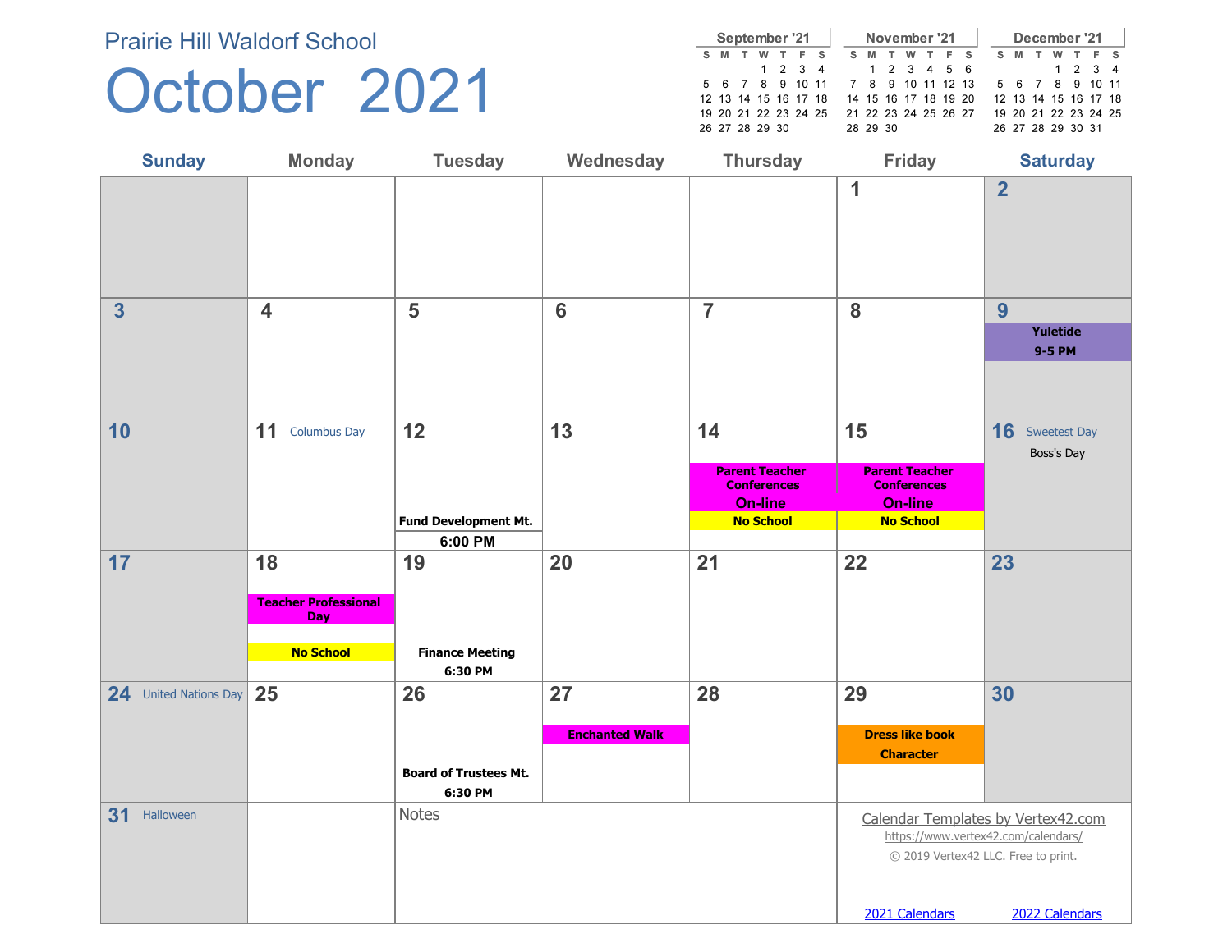Prairie Hill Waldorf School

# October 2021

| September '21 | | | | | | |
|---|---|---|---|---|---|---|
| S | M | T | W | T | F | S |
| | | | 1 | 2 | 3 | 4 |
| 5 | 6 | 7 | 8 | 9 | 10 | 11 |
| 12 | 13 | 14 | 15 | 16 | 17 | 18 |
| 19 | 20 | 21 | 22 | 23 | 24 | 25 |
| 26 | 27 | 28 | 29 | 30 | | |

| November '21 | | | | | | |
|---|---|---|---|---|---|---|
| S | M | T | W | T | F | S |
| | 1 | 2 | 3 | 4 | 5 | 6 |
| 7 | 8 | 9 | 10 | 11 | 12 | 13 |
| 14 | 15 | 16 | 17 | 18 | 19 | 20 |
| 21 | 22 | 23 | 24 | 25 | 26 | 27 |
| 28 | 29 | 30 | | | | |

| December '21 | | | | | | |
|---|---|---|---|---|---|---|
| S | M | T | W | T | F | S |
| | | | 1 | 2 | 3 | 4 |
| 5 | 6 | 7 | 8 | 9 | 10 | 11 |
| 12 | 13 | 14 | 15 | 16 | 17 | 18 |
| 19 | 20 | 21 | 22 | 23 | 24 | 25 |
| 26 | 27 | 28 | 29 | 30 | 31 | |

| Sunday | Monday | Tuesday | Wednesday | Thursday | Friday | Saturday |
|---|---|---|---|---|---|---|
| | | | | | 1 | 2 |
| 3 | 4 | 5 | 6 | 7 | 8 | 9 **Yuletide 9-5 PM** |
| 10 | 11 Columbus Day | 12 **Fund Development Mt.** **6:00 PM** | 13 | 14 **Parent Teacher Conferences On-line** **No School** | 15 **Parent Teacher Conferences On-line** **No School** | 16 Sweetest Day Boss's Day |
| 17 | 18 **Teacher Professional Day** **No School** | 19 **Finance Meeting 6:30 PM** | 20 | 21 | 22 | 23 |
| 24 United Nations Day | 25 | 26 **Board of Trustees Mt. 6:30 PM** | 27 **Enchanted Walk** | 28 | 29 **Dress like book Character** | 30 |
| 31 Halloween | | Notes | | | | |

Calendar Templates by Vertex42.com
https://www.vertex42.com/calendars/
© 2019 Vertex42 LLC. Free to print.

2021 Calendars 2022 Calendars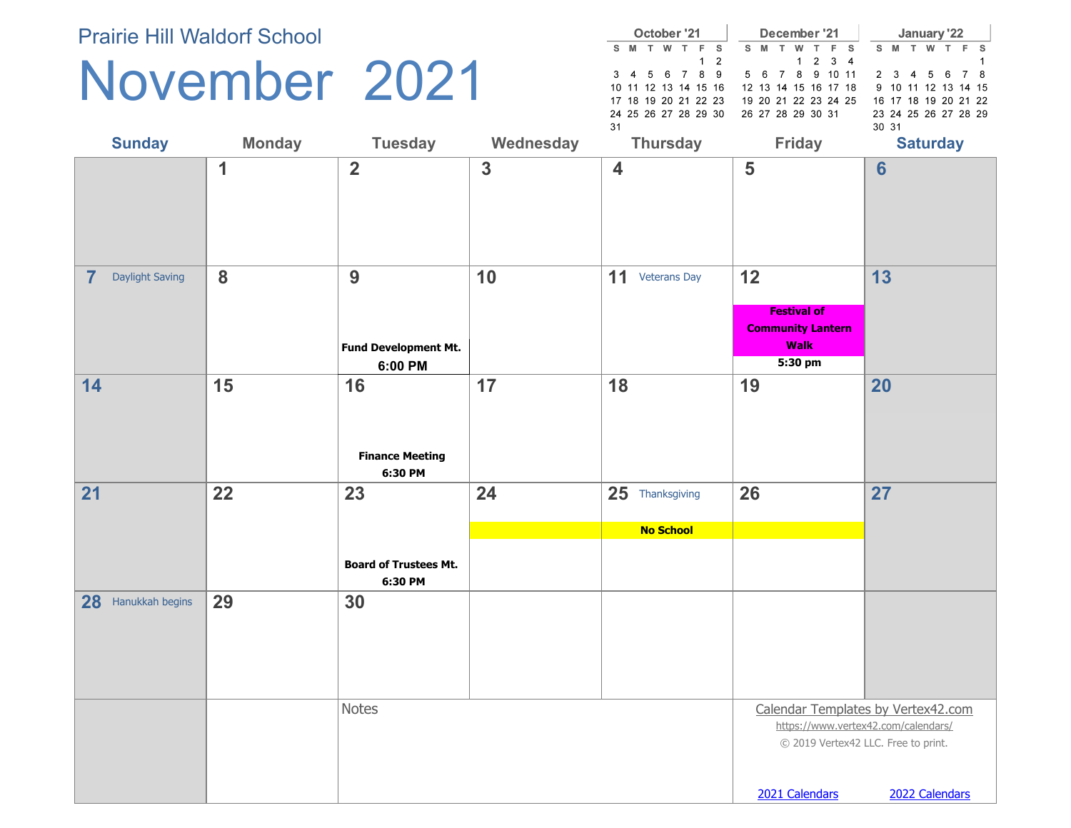Prairie Hill Waldorf School

# November 2021

**October '21**

| S | M | T | W | T | F | S |
|---|---|---|---|---|---|---|
| | | | | | 1 | 2 |
| 3 | 4 | 5 | 6 | 7 | 8 | 9 |
| 10 | 11 | 12 | 13 | 14 | 15 | 16 |
| 17 | 18 | 19 | 20 | 21 | 22 | 23 |
| 24 | 25 | 26 | 27 | 28 | 29 | 30 |
| 31 | | | | | | |

**December '21**

| S | M | T | W | T | F | S |
|---|---|---|---|---|---|---|
| | | | 1 | 2 | 3 | 4 |
| 5 | 6 | 7 | 8 | 9 | 10 | 11 |
| 12 | 13 | 14 | 15 | 16 | 17 | 18 |
| 19 | 20 | 21 | 22 | 23 | 24 | 25 |
| 26 | 27 | 28 | 29 | 30 | 31 | |

**January '22**

| S | M | T | W | T | F | S |
|---|---|---|---|---|---|---|
| | | | | | | 1 |
| 2 | 3 | 4 | 5 | 6 | 7 | 8 |
| 9 | 10 | 11 | 12 | 13 | 14 | 15 |
| 16 | 17 | 18 | 19 | 20 | 21 | 22 |
| 23 | 24 | 25 | 26 | 27 | 28 | 29 |
| 30 | 31 | | | | | |

| Sunday | Monday | Tuesday | Wednesday | Thursday | Friday | Saturday |
|---|---|---|---|---|---|---|
| | 1 | 2 | 3 | 4 | 5 | 6 |
| 7 Daylight Saving | 8 | 9 **Fund Development Mt. 6:00 PM** | 10 | 11 Veterans Day | 12 **Festival of Community Lantern Walk 5:30 pm** | 13 |
| 14 | 15 | 16 **Finance Meeting 6:30 PM** | 17 | 18 | 19 | 20 |
| 21 | 22 | 23 **Board of Trustees Mt. 6:30 PM** | 24 **No School** | 25 Thanksgiving **No School** | 26 **No School** | 27 |
| 28 Hanukkah begins | 29 | 30 | | | | |

Notes

Calendar Templates by Vertex42.com
https://www.vertex42.com/calendars/
© 2019 Vertex42 LLC. Free to print.

2021 Calendars 2022 Calendars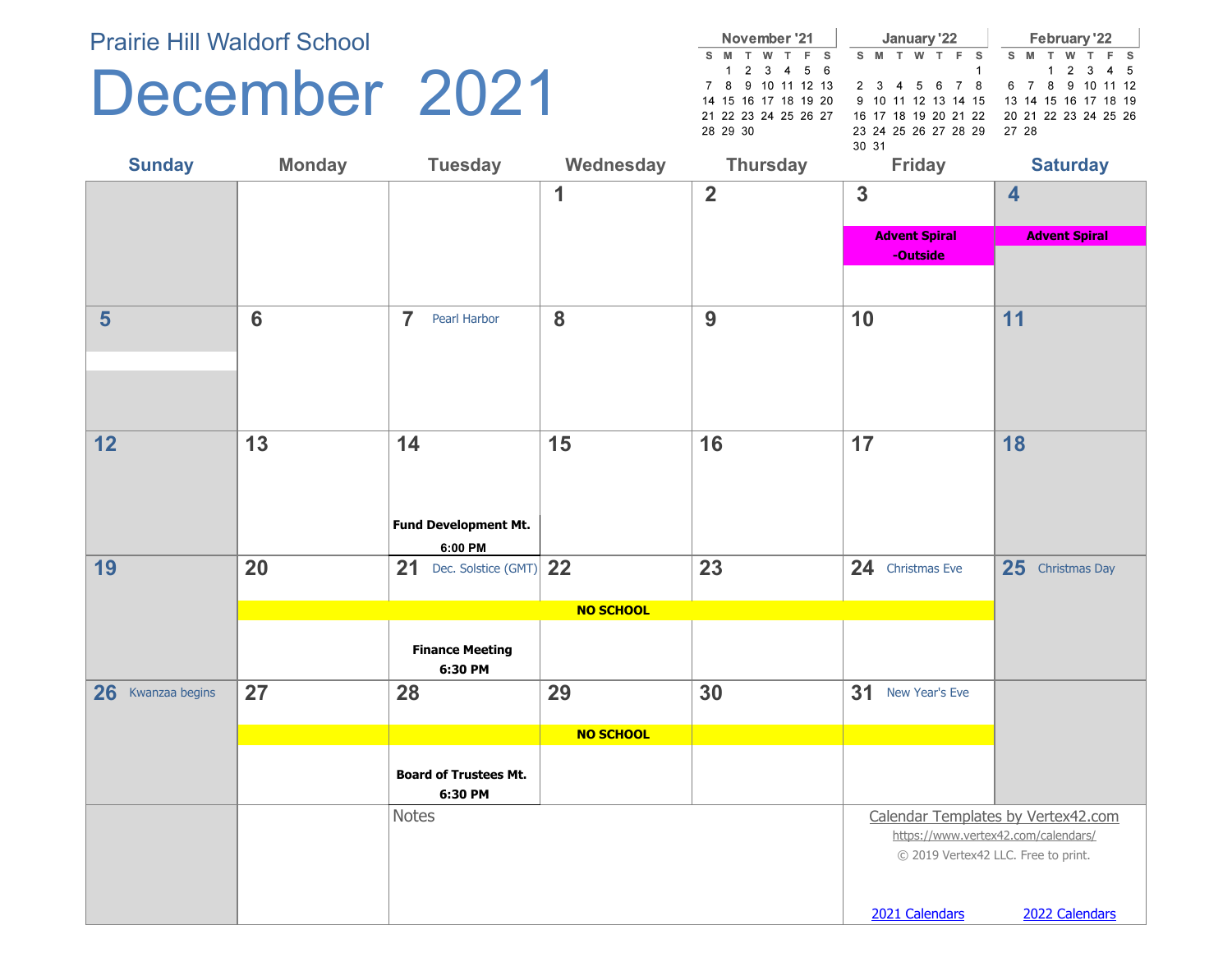Prairie Hill Waldorf School

# December 2021

**November '21**

| S | M | T | W | T | F | S |
|---|---|---|---|---|---|---|
| | 1 | 2 | 3 | 4 | 5 | 6 |
| 7 | 8 | 9 | 10 | 11 | 12 | 13 |
| 14 | 15 | 16 | 17 | 18 | 19 | 20 |
| 21 | 22 | 23 | 24 | 25 | 26 | 27 |
| 28 | 29 | 30 | | | | |

**January '22**

| S | M | T | W | T | F | S |
|---|---|---|---|---|---|---|
| | | | | | | 1 |
| 2 | 3 | 4 | 5 | 6 | 7 | 8 |
| 9 | 10 | 11 | 12 | 13 | 14 | 15 |
| 16 | 17 | 18 | 19 | 20 | 21 | 22 |
| 23 | 24 | 25 | 26 | 27 | 28 | 29 |
| 30 | 31 | | | | | |

**February '22**

| S | M | T | W | T | F | S |
|---|---|---|---|---|---|---|
| | | 1 | 2 | 3 | 4 | 5 |
| 6 | 7 | 8 | 9 | 10 | 11 | 12 |
| 13 | 14 | 15 | 16 | 17 | 18 | 19 |
| 20 | 21 | 22 | 23 | 24 | 25 | 26 |
| 27 | 28 | | | | | |

| Sunday | Monday | Tuesday | Wednesday | Thursday | Friday | Saturday |
|---|---|---|---|---|---|---|
| | | | 1 | 2 | 3 **Advent Spiral -Outside** | 4 **Advent Spiral** |
| 5 | 6 | 7 Pearl Harbor | 8 | 9 | 10 | 11 |
| 12 | 13 | 14 **Fund Development Mt. 6:00 PM** | 15 | 16 | 17 | 18 |
| 19 | 20 **NO SCHOOL** | 21 Dec. Solstice (GMT) **NO SCHOOL** **Finance Meeting 6:30 PM** | 22 **NO SCHOOL** | 23 **NO SCHOOL** | 24 Christmas Eve **NO SCHOOL** | 25 Christmas Day |
| 26 Kwanzaa begins | 27 **NO SCHOOL** | 28 **NO SCHOOL** **Board of Trustees Mt. 6:30 PM** | 29 **NO SCHOOL** | 30 **NO SCHOOL** | 31 New Year's Eve **NO SCHOOL** | |

Notes

Calendar Templates by Vertex42.com
https://www.vertex42.com/calendars/
© 2019 Vertex42 LLC. Free to print.

2021 Calendars 2022 Calendars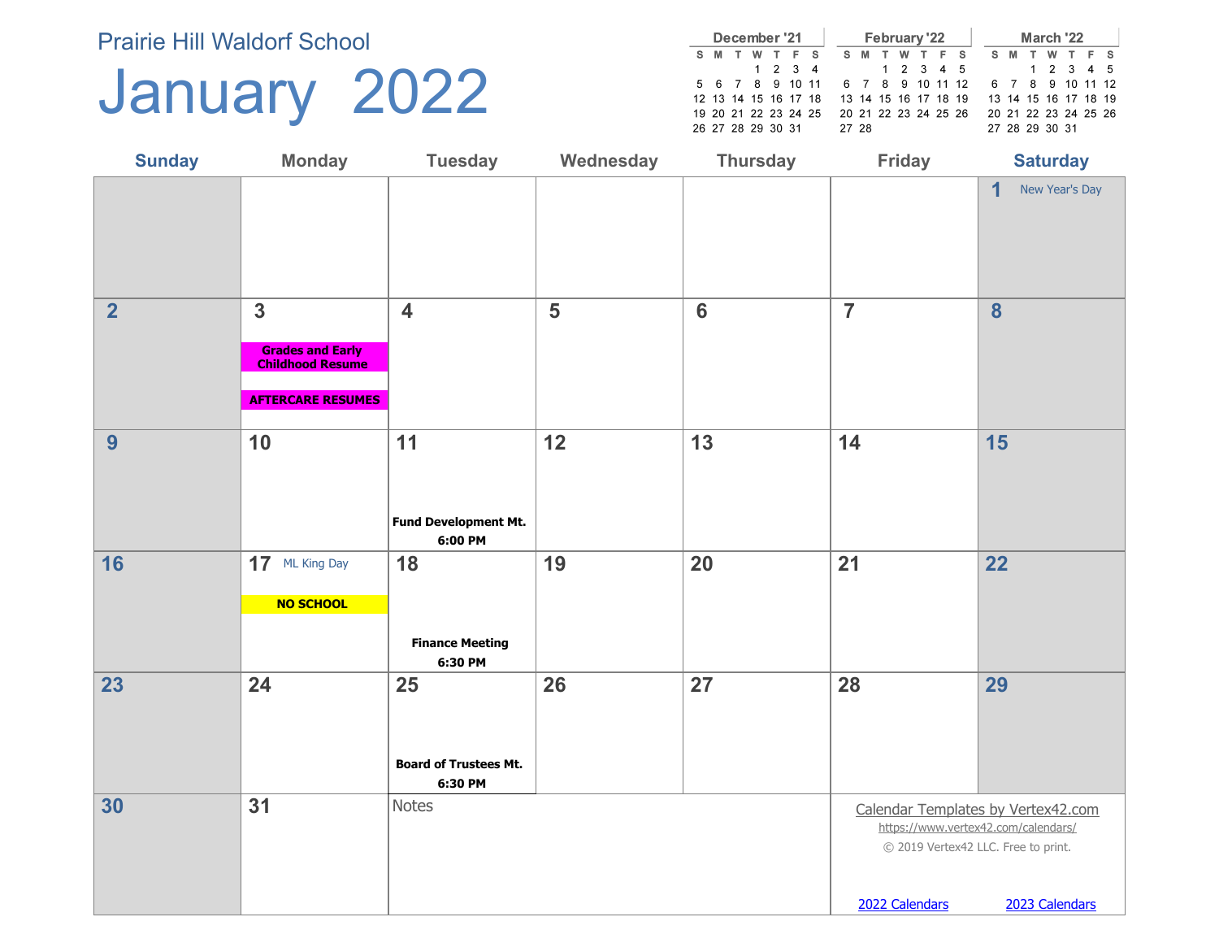Prairie Hill Waldorf School

# January 2022

| December '21 | | | | | | |
|---|---|---|---|---|---|---|
| S | M | T | W | T | F | S |
| | | | 1 | 2 | 3 | 4 |
| 5 | 6 | 7 | 8 | 9 | 10 | 11 |
| 12 | 13 | 14 | 15 | 16 | 17 | 18 |
| 19 | 20 | 21 | 22 | 23 | 24 | 25 |
| 26 | 27 | 28 | 29 | 30 | 31 | |

| February '22 | | | | | | |
|---|---|---|---|---|---|---|
| S | M | T | W | T | F | S |
| | | 1 | 2 | 3 | 4 | 5 |
| 6 | 7 | 8 | 9 | 10 | 11 | 12 |
| 13 | 14 | 15 | 16 | 17 | 18 | 19 |
| 20 | 21 | 22 | 23 | 24 | 25 | 26 |
| 27 | 28 | | | | | |

| March '22 | | | | | | |
|---|---|---|---|---|---|---|
| S | M | T | W | T | F | S |
| | | 1 | 2 | 3 | 4 | 5 |
| 6 | 7 | 8 | 9 | 10 | 11 | 12 |
| 13 | 14 | 15 | 16 | 17 | 18 | 19 |
| 20 | 21 | 22 | 23 | 24 | 25 | 26 |
| 27 | 28 | 29 | 30 | 31 | | |

| Sunday | Monday | Tuesday | Wednesday | Thursday | Friday | Saturday |
|---|---|---|---|---|---|---|
| | | | | | | 1 New Year's Day |
| 2 | 3 **Grades and Early Childhood Resume** **AFTERCARE RESUMES** | 4 | 5 | 6 | 7 | 8 |
| 9 | 10 | 11 **Fund Development Mt. 6:00 PM** | 12 | 13 | 14 | 15 |
| 16 | 17 ML King Day **NO SCHOOL** | 18 **Finance Meeting 6:30 PM** | 19 | 20 | 21 | 22 |
| 23 | 24 | 25 **Board of Trustees Mt. 6:30 PM** | 26 | 27 | 28 | 29 |
| 30 | 31 | Notes | | | | |

Calendar Templates by Vertex42.com
https://www.vertex42.com/calendars/
© 2019 Vertex42 LLC. Free to print.

2022 Calendars 2023 Calendars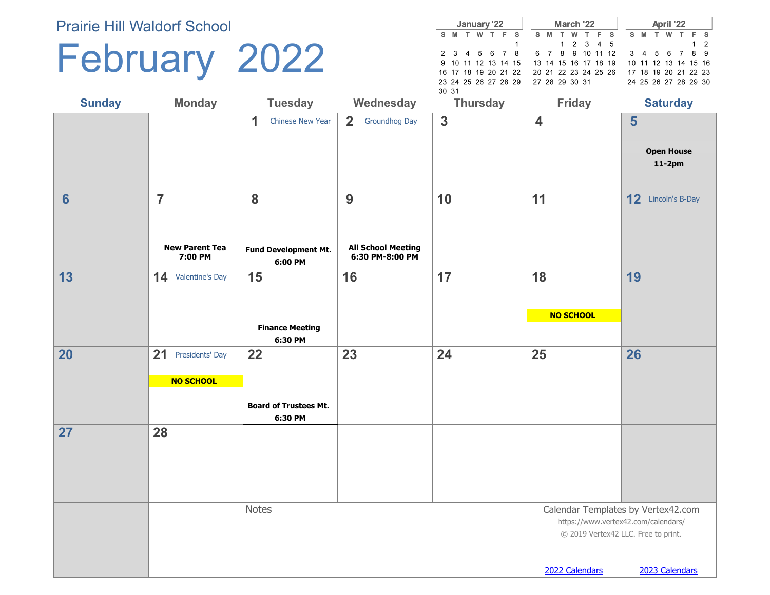Prairie Hill Waldorf School

# February 2022

**January '22**

| S | M | T | W | T | F | S |
|---|---|---|---|---|---|---|
| | | | | | | 1 |
| 2 | 3 | 4 | 5 | 6 | 7 | 8 |
| 9 | 10 | 11 | 12 | 13 | 14 | 15 |
| 16 | 17 | 18 | 19 | 20 | 21 | 22 |
| 23 | 24 | 25 | 26 | 27 | 28 | 29 |
| 30 | 31 | | | | | |

**March '22**

| S | M | T | W | T | F | S |
|---|---|---|---|---|---|---|
| | | 1 | 2 | 3 | 4 | 5 |
| 6 | 7 | 8 | 9 | 10 | 11 | 12 |
| 13 | 14 | 15 | 16 | 17 | 18 | 19 |
| 20 | 21 | 22 | 23 | 24 | 25 | 26 |
| 27 | 28 | 29 | 30 | 31 | | |

**April '22**

| S | M | T | W | T | F | S |
|---|---|---|---|---|---|---|
| | | | | | 1 | 2 |
| 3 | 4 | 5 | 6 | 7 | 8 | 9 |
| 10 | 11 | 12 | 13 | 14 | 15 | 16 |
| 17 | 18 | 19 | 20 | 21 | 22 | 23 |
| 24 | 25 | 26 | 27 | 28 | 29 | 30 |

| Sunday | Monday | Tuesday | Wednesday | Thursday | Friday | Saturday |
|---|---|---|---|---|---|---|
| | | 1 Chinese New Year | 2 Groundhog Day | 3 | 4 | 5 **Open House 11-2pm** |
| 6 | 7 **New Parent Tea 7:00 PM** | 8 **Fund Development Mt. 6:00 PM** | 9 **All School Meeting 6:30 PM-8:00 PM** | 10 | 11 | 12 Lincoln's B-Day |
| 13 | 14 Valentine's Day | 15 **Finance Meeting 6:30 PM** | 16 | 17 | 18 **NO SCHOOL** | 19 |
| 20 | 21 Presidents' Day **NO SCHOOL** | 22 **Board of Trustees Mt. 6:30 PM** | 23 | 24 | 25 | 26 |
| 27 | 28 | | | | | |

Notes

Calendar Templates by Vertex42.com
https://www.vertex42.com/calendars/
© 2019 Vertex42 LLC. Free to print.

2022 Calendars   2023 Calendars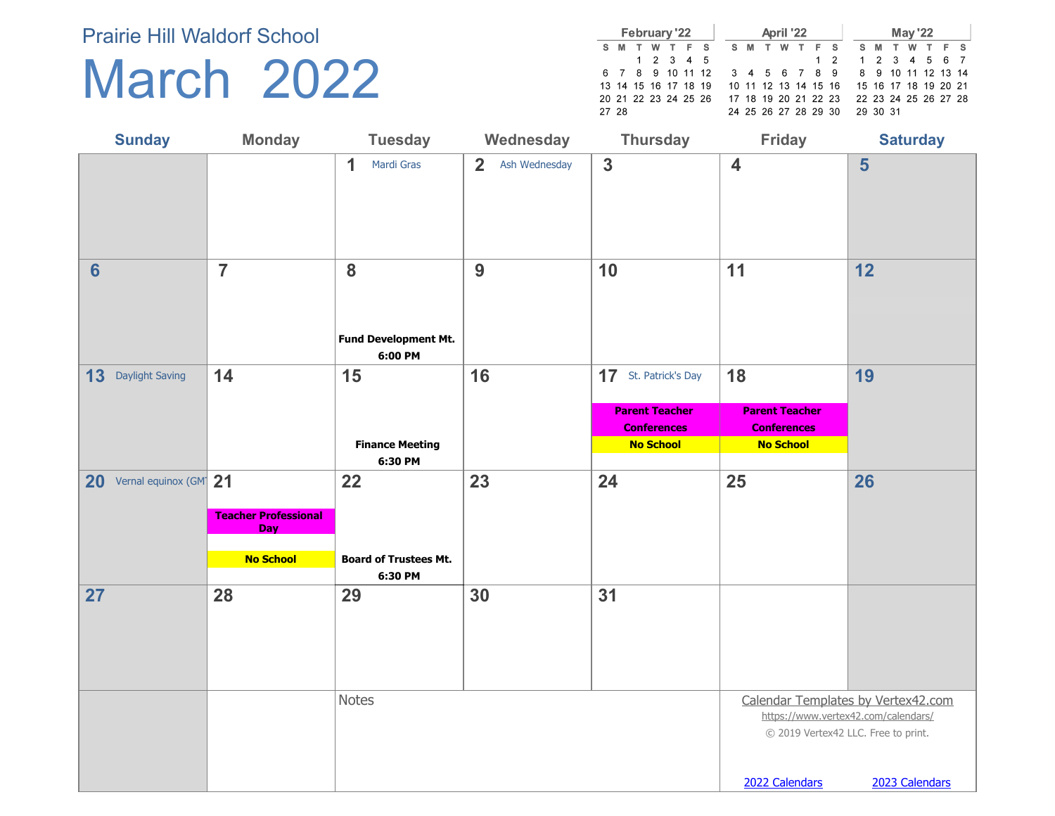Prairie Hill Waldorf School

# March 2022

| February '22 | | | | | | |
|---|---|---|---|---|---|---|
| S | M | T | W | T | F | S |
| | | 1 | 2 | 3 | 4 | 5 |
| 6 | 7 | 8 | 9 | 10 | 11 | 12 |
| 13 | 14 | 15 | 16 | 17 | 18 | 19 |
| 20 | 21 | 22 | 23 | 24 | 25 | 26 |
| 27 | 28 | | | | | |

| April '22 | | | | | | |
|---|---|---|---|---|---|---|
| S | M | T | W | T | F | S |
| | | | | | 1 | 2 |
| 3 | 4 | 5 | 6 | 7 | 8 | 9 |
| 10 | 11 | 12 | 13 | 14 | 15 | 16 |
| 17 | 18 | 19 | 20 | 21 | 22 | 23 |
| 24 | 25 | 26 | 27 | 28 | 29 | 30 |

| May '22 | | | | | | |
|---|---|---|---|---|---|---|
| S | M | T | W | T | F | S |
| 1 | 2 | 3 | 4 | 5 | 6 | 7 |
| 8 | 9 | 10 | 11 | 12 | 13 | 14 |
| 15 | 16 | 17 | 18 | 19 | 20 | 21 |
| 22 | 23 | 24 | 25 | 26 | 27 | 28 |
| 29 | 30 | 31 | | | | |

| Sunday | Monday | Tuesday | Wednesday | Thursday | Friday | Saturday |
|---|---|---|---|---|---|---|
| | | 1 Mardi Gras | 2 Ash Wednesday | 3 | 4 | 5 |
| 6 | 7 | 8 **Fund Development Mt. 6:00 PM** | 9 | 10 | 11 | 12 |
| 13 Daylight Saving | 14 | 15 **Finance Meeting 6:30 PM** | 16 | 17 St. Patrick's Day **Parent Teacher Conferences** **No School** | 18 **Parent Teacher Conferences** **No School** | 19 |
| 20 Vernal equinox (GM | 21 **Teacher Professional Day** **No School** | 22 **Board of Trustees Mt. 6:30 PM** | 23 | 24 | 25 | 26 |
| 27 | 28 | 29 | 30 | 31 | | |

Notes

Calendar Templates by Vertex42.com
https://www.vertex42.com/calendars/
© 2019 Vertex42 LLC. Free to print.

2022 Calendars 2023 Calendars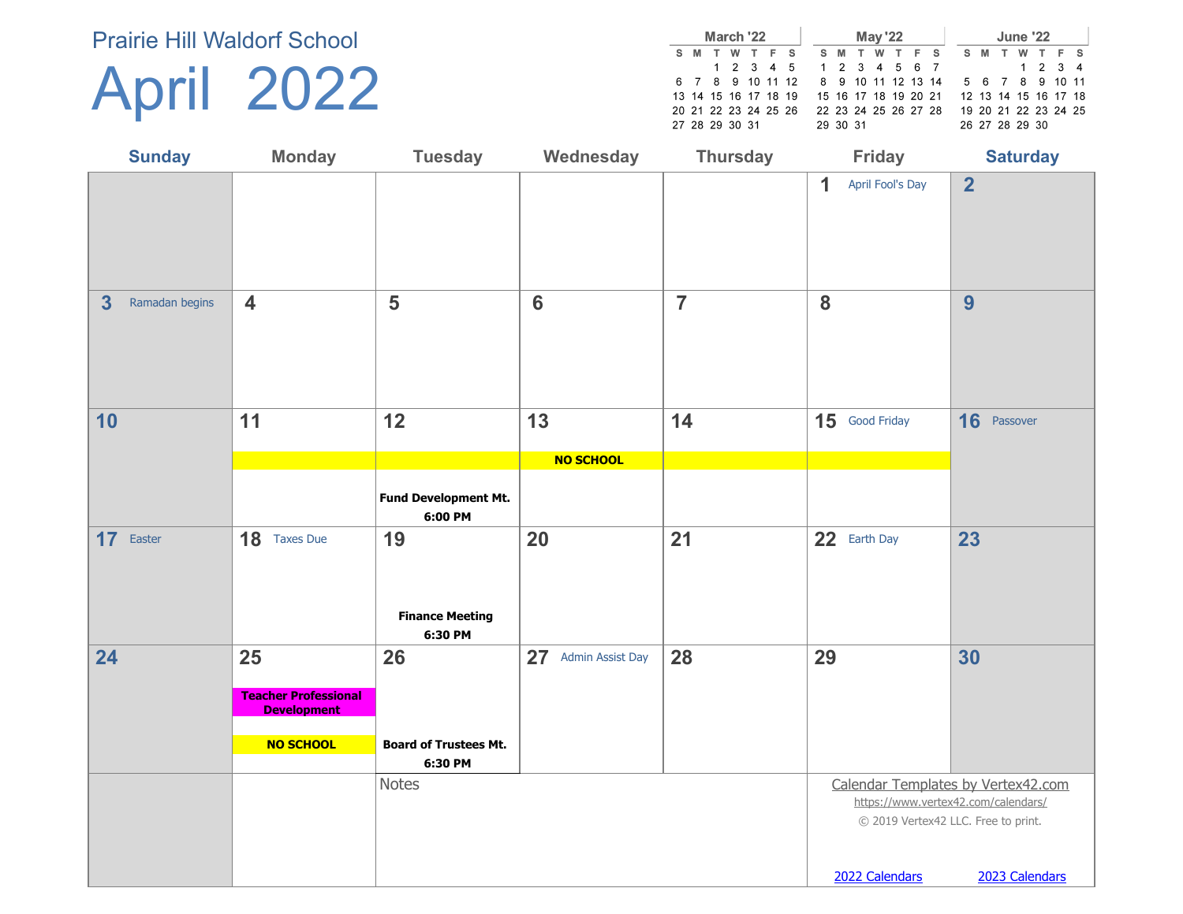Prairie Hill Waldorf School

# April 2022

| March '22 | | | | | | |
|---|---|---|---|---|---|---|
| S | M | T | W | T | F | S |
| | | 1 | 2 | 3 | 4 | 5 |
| 6 | 7 | 8 | 9 | 10 | 11 | 12 |
| 13 | 14 | 15 | 16 | 17 | 18 | 19 |
| 20 | 21 | 22 | 23 | 24 | 25 | 26 |
| 27 | 28 | 29 | 30 | 31 | | |

| May '22 | | | | | | |
|---|---|---|---|---|---|---|
| S | M | T | W | T | F | S |
| 1 | 2 | 3 | 4 | 5 | 6 | 7 |
| 8 | 9 | 10 | 11 | 12 | 13 | 14 |
| 15 | 16 | 17 | 18 | 19 | 20 | 21 |
| 22 | 23 | 24 | 25 | 26 | 27 | 28 |
| 29 | 30 | 31 | | | | |

| June '22 | | | | | | |
|---|---|---|---|---|---|---|
| S | M | T | W | T | F | S |
| | | | 1 | 2 | 3 | 4 |
| 5 | 6 | 7 | 8 | 9 | 10 | 11 |
| 12 | 13 | 14 | 15 | 16 | 17 | 18 |
| 19 | 20 | 21 | 22 | 23 | 24 | 25 |
| 26 | 27 | 28 | 29 | 30 | | |

| Sunday | Monday | Tuesday | Wednesday | Thursday | Friday | Saturday |
|---|---|---|---|---|---|---|
| | | | | | 1 April Fool's Day | 2 |
| 3 Ramadan begins | 4 | 5 | 6 | 7 | 8 | 9 |
| 10 | 11 | 12 **Fund Development Mt. 6:00 PM** | 13 **NO SCHOOL** | 14 | 15 Good Friday | 16 Passover |
| 17 Easter | 18 Taxes Due | 19 **Finance Meeting 6:30 PM** | 20 | 21 | 22 Earth Day | 23 |
| 24 | 25 **Teacher Professional Development** **NO SCHOOL** | 26 **Board of Trustees Mt. 6:30 PM** | 27 Admin Assist Day | 28 | 29 | 30 |

Notes

Calendar Templates by Vertex42.com
https://www.vertex42.com/calendars/
© 2019 Vertex42 LLC. Free to print.

2022 Calendars 2023 Calendars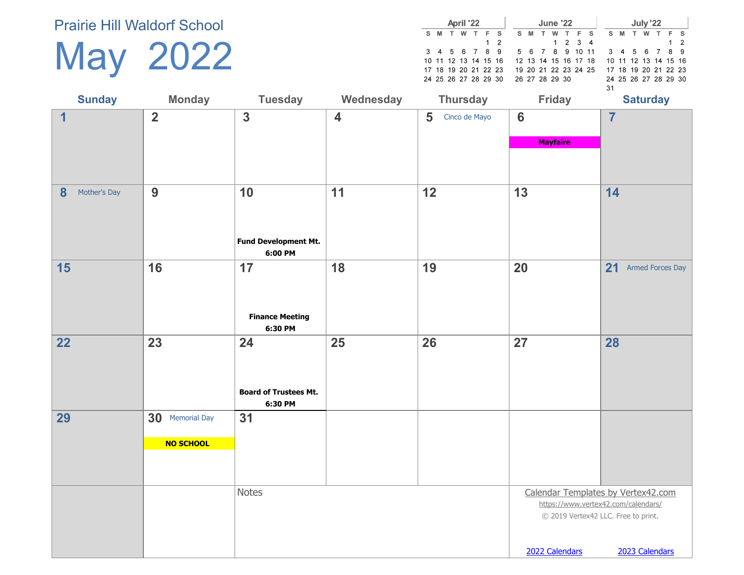Prairie Hill Waldorf School

# May 2022

| April '22 | | | | | | |
|---|---|---|---|---|---|---|
| S | M | T | W | T | F | S |
| | | | | | 1 | 2 |
| 3 | 4 | 5 | 6 | 7 | 8 | 9 |
| 10 | 11 | 12 | 13 | 14 | 15 | 16 |
| 17 | 18 | 19 | 20 | 21 | 22 | 23 |
| 24 | 25 | 26 | 27 | 28 | 29 | 30 |

| June '22 | | | | | | |
|---|---|---|---|---|---|---|
| S | M | T | W | T | F | S |
| | | | 1 | 2 | 3 | 4 |
| 5 | 6 | 7 | 8 | 9 | 10 | 11 |
| 12 | 13 | 14 | 15 | 16 | 17 | 18 |
| 19 | 20 | 21 | 22 | 23 | 24 | 25 |
| 26 | 27 | 28 | 29 | 30 | | |

| July '22 | | | | | | |
|---|---|---|---|---|---|---|
| S | M | T | W | T | F | S |
| | | | | | 1 | 2 |
| 3 | 4 | 5 | 6 | 7 | 8 | 9 |
| 10 | 11 | 12 | 13 | 14 | 15 | 16 |
| 17 | 18 | 19 | 20 | 21 | 22 | 23 |
| 24 | 25 | 26 | 27 | 28 | 29 | 30 |
| 31 | | | | | | |

| Sunday | Monday | Tuesday | Wednesday | Thursday | Friday | Saturday |
|---|---|---|---|---|---|---|
| 1 | 2 | 3 | 4 | 5 Cinco de Mayo | 6 **Mayfaire** | 7 |
| 8 Mother's Day | 9 | 10 **Fund Development Mt. 6:00 PM** | 11 | 12 | 13 | 14 |
| 15 | 16 | 17 **Finance Meeting 6:30 PM** | 18 | 19 | 20 | 21 Armed Forces Day |
| 22 | 23 | 24 **Board of Trustees Mt. 6:30 PM** | 25 | 26 | 27 | 28 |
| 29 | 30 Memorial Day **NO SCHOOL** | 31 | | | | |

Notes

Calendar Templates by Vertex42.com
https://www.vertex42.com/calendars/
© 2019 Vertex42 LLC. Free to print.

2022 Calendars 2023 Calendars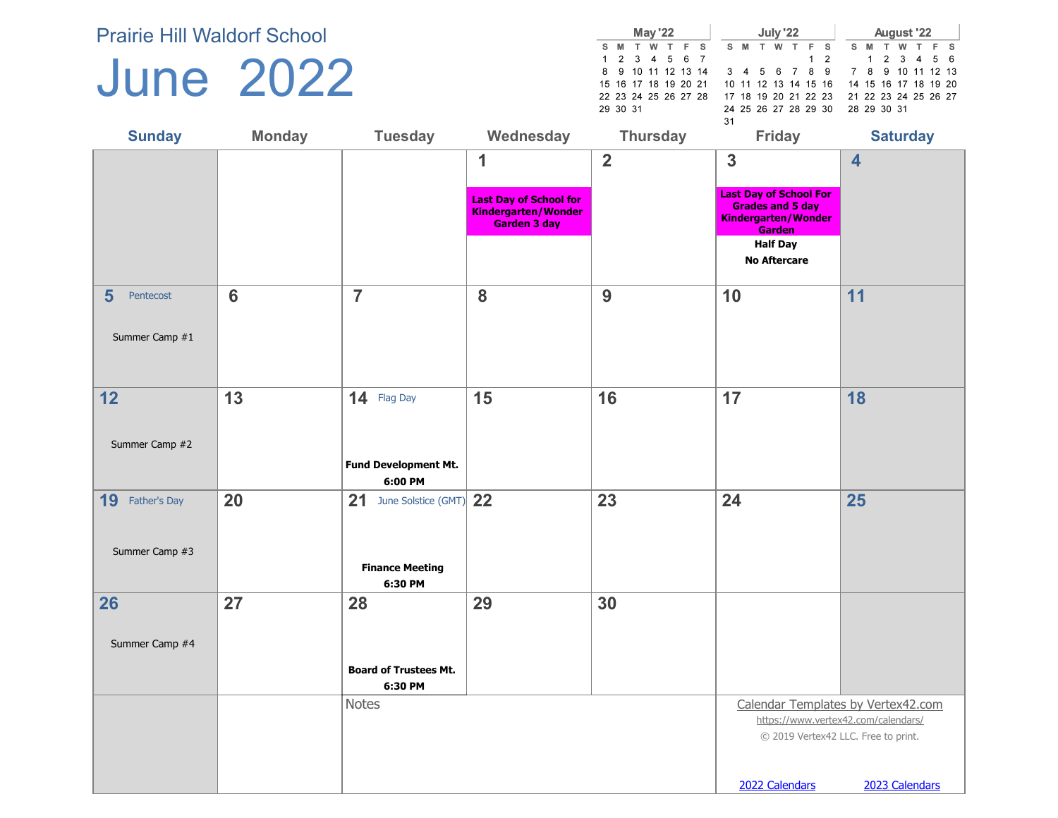Prairie Hill Waldorf School

# June 2022

**May '22**

| S | M | T | W | T | F | S |
|---|---|---|---|---|---|---|
| 1 | 2 | 3 | 4 | 5 | 6 | 7 |
| 8 | 9 | 10 | 11 | 12 | 13 | 14 |
| 15 | 16 | 17 | 18 | 19 | 20 | 21 |
| 22 | 23 | 24 | 25 | 26 | 27 | 28 |
| 29 | 30 | 31 | | | | |

**July '22**

| S | M | T | W | T | F | S |
|---|---|---|---|---|---|---|
| | | | | | 1 | 2 |
| 3 | 4 | 5 | 6 | 7 | 8 | 9 |
| 10 | 11 | 12 | 13 | 14 | 15 | 16 |
| 17 | 18 | 19 | 20 | 21 | 22 | 23 |
| 24 | 25 | 26 | 27 | 28 | 29 | 30 |
| 31 | | | | | | |

**August '22**

| S | M | T | W | T | F | S |
|---|---|---|---|---|---|---|
| | 1 | 2 | 3 | 4 | 5 | 6 |
| 7 | 8 | 9 | 10 | 11 | 12 | 13 |
| 14 | 15 | 16 | 17 | 18 | 19 | 20 |
| 21 | 22 | 23 | 24 | 25 | 26 | 27 |
| 28 | 29 | 30 | 31 | | | |

| Sunday | Monday | Tuesday | Wednesday | Thursday | Friday | Saturday |
|---|---|---|---|---|---|---|
| | | | 1<br>**Last Day of School for Kindergarten/Wonder Garden 3 day** | 2 | 3<br>**Last Day of School For Grades and 5 day Kindergarten/Wonder Garden**<br>**Half Day**<br>**No Aftercare** | 4 |
| 5 Pentecost<br>Summer Camp #1 | 6 | 7 | 8 | 9 | 10 | 11 |
| 12<br>Summer Camp #2 | 13 | 14 Flag Day<br>**Fund Development Mt.**<br>**6:00 PM** | 15 | 16 | 17 | 18 |
| 19 Father's Day<br>Summer Camp #3 | 20 | 21 June Solstice (GMT)<br>**Finance Meeting**<br>**6:30 PM** | 22 | 23 | 24 | 25 |
| 26<br>Summer Camp #4 | 27 | 28<br>**Board of Trustees Mt.**<br>**6:30 PM** | 29 | 30 | | |

Notes

Calendar Templates by Vertex42.com
https://www.vertex42.com/calendars/
© 2019 Vertex42 LLC. Free to print.

2022 Calendars 2023 Calendars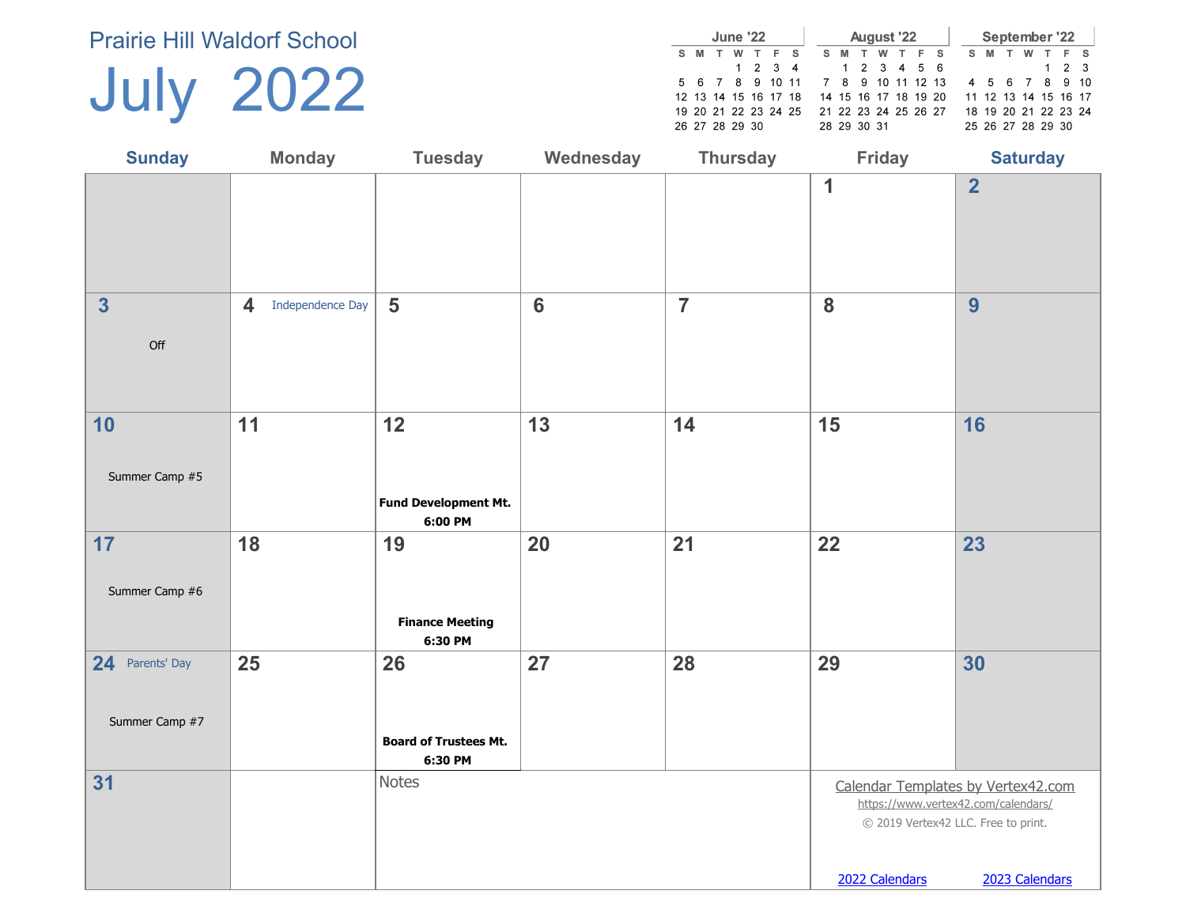Prairie Hill Waldorf School

# July 2022

**June '22**

| S | M | T | W | T | F | S |
|---|---|---|---|---|---|---|
| | | | 1 | 2 | 3 | 4 |
| 5 | 6 | 7 | 8 | 9 | 10 | 11 |
| 12 | 13 | 14 | 15 | 16 | 17 | 18 |
| 19 | 20 | 21 | 22 | 23 | 24 | 25 |
| 26 | 27 | 28 | 29 | 30 | | |

**August '22**

| S | M | T | W | T | F | S |
|---|---|---|---|---|---|---|
| | 1 | 2 | 3 | 4 | 5 | 6 |
| 7 | 8 | 9 | 10 | 11 | 12 | 13 |
| 14 | 15 | 16 | 17 | 18 | 19 | 20 |
| 21 | 22 | 23 | 24 | 25 | 26 | 27 |
| 28 | 29 | 30 | 31 | | | |

**September '22**

| S | M | T | W | T | F | S |
|---|---|---|---|---|---|---|
| | | | | 1 | 2 | 3 |
| 4 | 5 | 6 | 7 | 8 | 9 | 10 |
| 11 | 12 | 13 | 14 | 15 | 16 | 17 |
| 18 | 19 | 20 | 21 | 22 | 23 | 24 |
| 25 | 26 | 27 | 28 | 29 | 30 | |

| Sunday | Monday | Tuesday | Wednesday | Thursday | Friday | Saturday |
|---|---|---|---|---|---|---|
| | | | | | 1 | 2 |
| 3<br>Off | 4 Independence Day | 5 | 6 | 7 | 8 | 9 |
| 10<br>Summer Camp #5 | 11 | 12<br>**Fund Development Mt.**<br>**6:00 PM** | 13 | 14 | 15 | 16 |
| 17<br>Summer Camp #6 | 18 | 19<br>**Finance Meeting**<br>**6:30 PM** | 20 | 21 | 22 | 23 |
| 24 Parents' Day<br>Summer Camp #7 | 25 | 26<br>**Board of Trustees Mt.**<br>**6:30 PM** | 27 | 28 | 29 | 30 |
| 31 | | Notes | | | | |

Calendar Templates by Vertex42.com
https://www.vertex42.com/calendars/
© 2019 Vertex42 LLC. Free to print.

2022 Calendars　2023 Calendars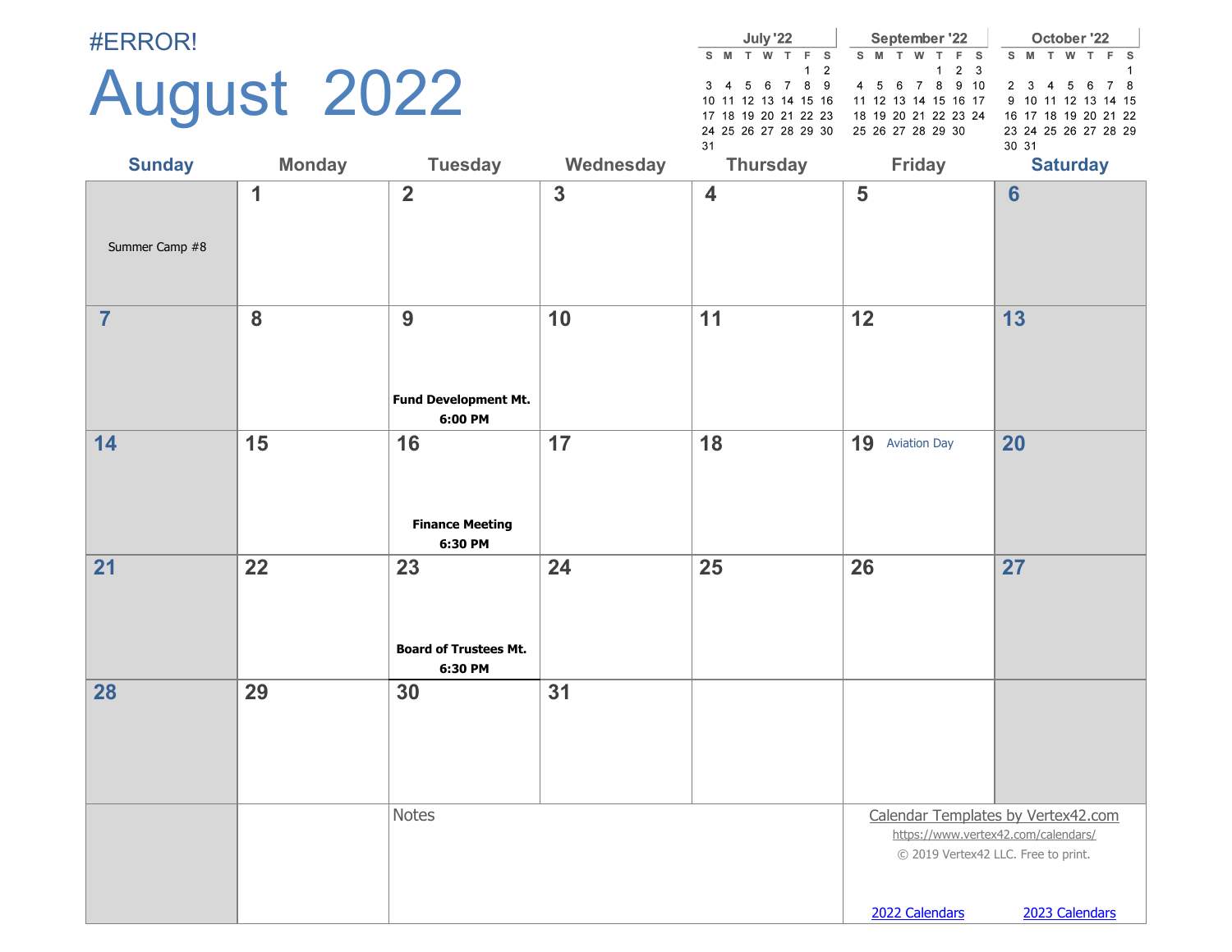#ERROR!

# August 2022

**July '22**

| S | M | T | W | T | F | S |
|---|---|---|---|---|---|---|
| | | | | | 1 | 2 |
| 3 | 4 | 5 | 6 | 7 | 8 | 9 |
| 10 | 11 | 12 | 13 | 14 | 15 | 16 |
| 17 | 18 | 19 | 20 | 21 | 22 | 23 |
| 24 | 25 | 26 | 27 | 28 | 29 | 30 |
| 31 | | | | | | |

**September '22**

| S | M | T | W | T | F | S |
|---|---|---|---|---|---|---|
| | | | | 1 | 2 | 3 |
| 4 | 5 | 6 | 7 | 8 | 9 | 10 |
| 11 | 12 | 13 | 14 | 15 | 16 | 17 |
| 18 | 19 | 20 | 21 | 22 | 23 | 24 |
| 25 | 26 | 27 | 28 | 29 | 30 | |

**October '22**

| S | M | T | W | T | F | S |
|---|---|---|---|---|---|---|
| | | | | | | 1 |
| 2 | 3 | 4 | 5 | 6 | 7 | 8 |
| 9 | 10 | 11 | 12 | 13 | 14 | 15 |
| 16 | 17 | 18 | 19 | 20 | 21 | 22 |
| 23 | 24 | 25 | 26 | 27 | 28 | 29 |
| 30 | 31 | | | | | |

| Sunday | Monday | Tuesday | Wednesday | Thursday | Friday | Saturday |
|---|---|---|---|---|---|---|
| Summer Camp #8 | 1 | 2 | 3 | 4 | 5 | 6 |
| 7 | 8 | 9 **Fund Development Mt. 6:00 PM** | 10 | 11 | 12 | 13 |
| 14 | 15 | 16 **Finance Meeting 6:30 PM** | 17 | 18 | 19 Aviation Day | 20 |
| 21 | 22 | 23 **Board of Trustees Mt. 6:30 PM** | 24 | 25 | 26 | 27 |
| 28 | 29 | 30 | 31 | | | |

Notes

Calendar Templates by Vertex42.com
https://www.vertex42.com/calendars/
© 2019 Vertex42 LLC. Free to print.

2022 Calendars
2023 Calendars